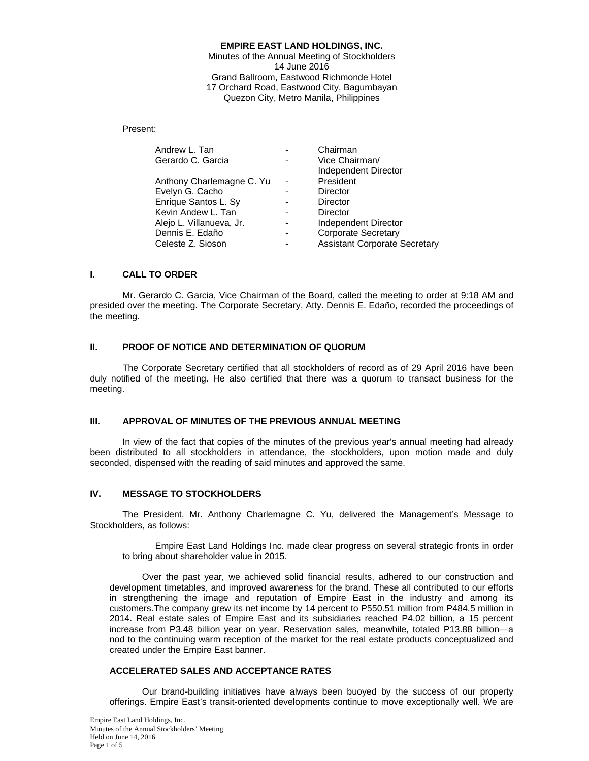**EMPIRE EAST LAND HOLDINGS, INC.**
Minutes of the Annual Meeting of Stockholders
14 June 2016
Grand Ballroom, Eastwood Richmonde Hotel
17 Orchard Road, Eastwood City, Bagumbayan
Quezon City, Metro Manila, Philippines

Present:

| | | |
|---|---|---|
| Andrew L. Tan | - | Chairman |
| Gerardo C. Garcia | - | Vice Chairman/ Independent Director |
| Anthony Charlemagne C. Yu | - | President |
| Evelyn G. Cacho | - | Director |
| Enrique Santos L. Sy | - | Director |
| Kevin Andew L. Tan | - | Director |
| Alejo L. Villanueva, Jr. | - | Independent Director |
| Dennis E. Edaño | - | Corporate Secretary |
| Celeste Z. Sioson | - | Assistant Corporate Secretary |

## I. CALL TO ORDER

Mr. Gerardo C. Garcia, Vice Chairman of the Board, called the meeting to order at 9:18 AM and presided over the meeting. The Corporate Secretary, Atty. Dennis E. Edaño, recorded the proceedings of the meeting.

## II. PROOF OF NOTICE AND DETERMINATION OF QUORUM

The Corporate Secretary certified that all stockholders of record as of 29 April 2016 have been duly notified of the meeting. He also certified that there was a quorum to transact business for the meeting.

## III. APPROVAL OF MINUTES OF THE PREVIOUS ANNUAL MEETING

In view of the fact that copies of the minutes of the previous year's annual meeting had already been distributed to all stockholders in attendance, the stockholders, upon motion made and duly seconded, dispensed with the reading of said minutes and approved the same.

## IV. MESSAGE TO STOCKHOLDERS

The President, Mr. Anthony Charlemagne C. Yu, delivered the Management's Message to Stockholders, as follows:

> Empire East Land Holdings Inc. made clear progress on several strategic fronts in order to bring about shareholder value in 2015.
>
> Over the past year, we achieved solid financial results, adhered to our construction and development timetables, and improved awareness for the brand. These all contributed to our efforts in strengthening the image and reputation of Empire East in the industry and among its customers.The company grew its net income by 14 percent to P550.51 million from P484.5 million in 2014. Real estate sales of Empire East and its subsidiaries reached P4.02 billion, a 15 percent increase from P3.48 billion year on year. Reservation sales, meanwhile, totaled P13.88 billion—a nod to the continuing warm reception of the market for the real estate products conceptualized and created under the Empire East banner.
>
> **ACCELERATED SALES AND ACCEPTANCE RATES**
>
> Our brand-building initiatives have always been buoyed by the success of our property offerings. Empire East's transit-oriented developments continue to move exceptionally well. We are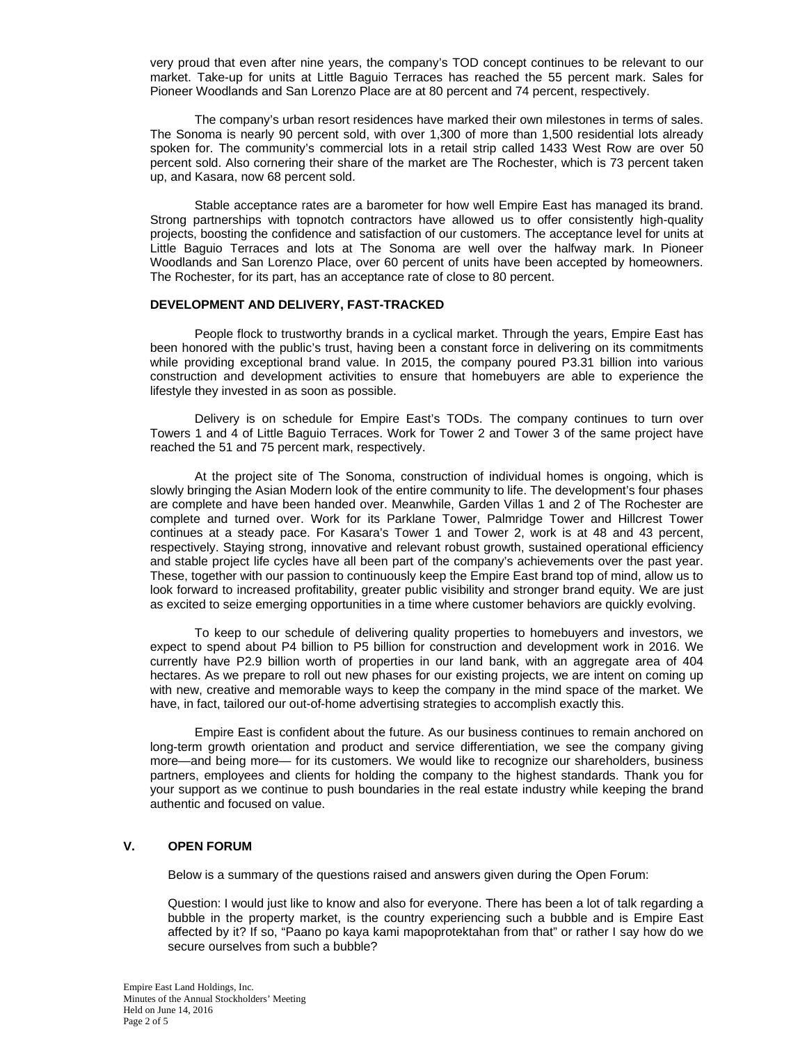very proud that even after nine years, the company's TOD concept continues to be relevant to our market. Take-up for units at Little Baguio Terraces has reached the 55 percent mark. Sales for Pioneer Woodlands and San Lorenzo Place are at 80 percent and 74 percent, respectively.

The company's urban resort residences have marked their own milestones in terms of sales. The Sonoma is nearly 90 percent sold, with over 1,300 of more than 1,500 residential lots already spoken for. The community's commercial lots in a retail strip called 1433 West Row are over 50 percent sold. Also cornering their share of the market are The Rochester, which is 73 percent taken up, and Kasara, now 68 percent sold.

Stable acceptance rates are a barometer for how well Empire East has managed its brand. Strong partnerships with topnotch contractors have allowed us to offer consistently high-quality projects, boosting the confidence and satisfaction of our customers. The acceptance level for units at Little Baguio Terraces and lots at The Sonoma are well over the halfway mark. In Pioneer Woodlands and San Lorenzo Place, over 60 percent of units have been accepted by homeowners. The Rochester, for its part, has an acceptance rate of close to 80 percent.

**DEVELOPMENT AND DELIVERY, FAST-TRACKED**

People flock to trustworthy brands in a cyclical market. Through the years, Empire East has been honored with the public's trust, having been a constant force in delivering on its commitments while providing exceptional brand value. In 2015, the company poured P3.31 billion into various construction and development activities to ensure that homebuyers are able to experience the lifestyle they invested in as soon as possible.

Delivery is on schedule for Empire East's TODs. The company continues to turn over Towers 1 and 4 of Little Baguio Terraces. Work for Tower 2 and Tower 3 of the same project have reached the 51 and 75 percent mark, respectively.

At the project site of The Sonoma, construction of individual homes is ongoing, which is slowly bringing the Asian Modern look of the entire community to life. The development's four phases are complete and have been handed over. Meanwhile, Garden Villas 1 and 2 of The Rochester are complete and turned over. Work for its Parklane Tower, Palmridge Tower and Hillcrest Tower continues at a steady pace. For Kasara's Tower 1 and Tower 2, work is at 48 and 43 percent, respectively. Staying strong, innovative and relevant robust growth, sustained operational efficiency and stable project life cycles have all been part of the company's achievements over the past year. These, together with our passion to continuously keep the Empire East brand top of mind, allow us to look forward to increased profitability, greater public visibility and stronger brand equity. We are just as excited to seize emerging opportunities in a time where customer behaviors are quickly evolving.

To keep to our schedule of delivering quality properties to homebuyers and investors, we expect to spend about P4 billion to P5 billion for construction and development work in 2016. We currently have P2.9 billion worth of properties in our land bank, with an aggregate area of 404 hectares. As we prepare to roll out new phases for our existing projects, we are intent on coming up with new, creative and memorable ways to keep the company in the mind space of the market. We have, in fact, tailored our out-of-home advertising strategies to accomplish exactly this.

Empire East is confident about the future. As our business continues to remain anchored on long-term growth orientation and product and service differentiation, we see the company giving more—and being more— for its customers. We would like to recognize our shareholders, business partners, employees and clients for holding the company to the highest standards. Thank you for your support as we continue to push boundaries in the real estate industry while keeping the brand authentic and focused on value.

## V. OPEN FORUM

Below is a summary of the questions raised and answers given during the Open Forum:

Question: I would just like to know and also for everyone. There has been a lot of talk regarding a bubble in the property market, is the country experiencing such a bubble and is Empire East affected by it? If so, "Paano po kaya kami mapoprotektahan from that" or rather I say how do we secure ourselves from such a bubble?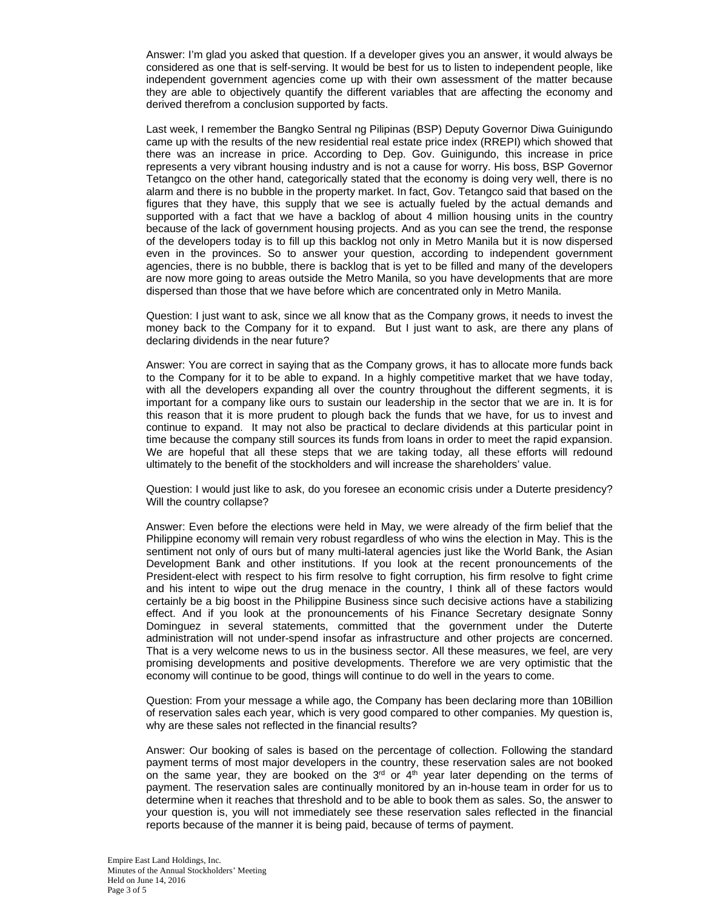Answer: I'm glad you asked that question. If a developer gives you an answer, it would always be considered as one that is self-serving. It would be best for us to listen to independent people, like independent government agencies come up with their own assessment of the matter because they are able to objectively quantify the different variables that are affecting the economy and derived therefrom a conclusion supported by facts.

Last week, I remember the Bangko Sentral ng Pilipinas (BSP) Deputy Governor Diwa Guinigundo came up with the results of the new residential real estate price index (RREPI) which showed that there was an increase in price. According to Dep. Gov. Guinigundo, this increase in price represents a very vibrant housing industry and is not a cause for worry. His boss, BSP Governor Tetangco on the other hand, categorically stated that the economy is doing very well, there is no alarm and there is no bubble in the property market. In fact, Gov. Tetangco said that based on the figures that they have, this supply that we see is actually fueled by the actual demands and supported with a fact that we have a backlog of about 4 million housing units in the country because of the lack of government housing projects. And as you can see the trend, the response of the developers today is to fill up this backlog not only in Metro Manila but it is now dispersed even in the provinces. So to answer your question, according to independent government agencies, there is no bubble, there is backlog that is yet to be filled and many of the developers are now more going to areas outside the Metro Manila, so you have developments that are more dispersed than those that we have before which are concentrated only in Metro Manila.

Question: I just want to ask, since we all know that as the Company grows, it needs to invest the money back to the Company for it to expand. But I just want to ask, are there any plans of declaring dividends in the near future?

Answer: You are correct in saying that as the Company grows, it has to allocate more funds back to the Company for it to be able to expand. In a highly competitive market that we have today, with all the developers expanding all over the country throughout the different segments, it is important for a company like ours to sustain our leadership in the sector that we are in. It is for this reason that it is more prudent to plough back the funds that we have, for us to invest and continue to expand. It may not also be practical to declare dividends at this particular point in time because the company still sources its funds from loans in order to meet the rapid expansion. We are hopeful that all these steps that we are taking today, all these efforts will redound ultimately to the benefit of the stockholders and will increase the shareholders' value.

Question: I would just like to ask, do you foresee an economic crisis under a Duterte presidency? Will the country collapse?

Answer: Even before the elections were held in May, we were already of the firm belief that the Philippine economy will remain very robust regardless of who wins the election in May. This is the sentiment not only of ours but of many multi-lateral agencies just like the World Bank, the Asian Development Bank and other institutions. If you look at the recent pronouncements of the President-elect with respect to his firm resolve to fight corruption, his firm resolve to fight crime and his intent to wipe out the drug menace in the country, I think all of these factors would certainly be a big boost in the Philippine Business since such decisive actions have a stabilizing effect. And if you look at the pronouncements of his Finance Secretary designate Sonny Dominguez in several statements, committed that the government under the Duterte administration will not under-spend insofar as infrastructure and other projects are concerned. That is a very welcome news to us in the business sector. All these measures, we feel, are very promising developments and positive developments. Therefore we are very optimistic that the economy will continue to be good, things will continue to do well in the years to come.

Question: From your message a while ago, the Company has been declaring more than 10Billion of reservation sales each year, which is very good compared to other companies. My question is, why are these sales not reflected in the financial results?

Answer: Our booking of sales is based on the percentage of collection. Following the standard payment terms of most major developers in the country, these reservation sales are not booked on the same year, they are booked on the 3rd or 4th year later depending on the terms of payment. The reservation sales are continually monitored by an in-house team in order for us to determine when it reaches that threshold and to be able to book them as sales. So, the answer to your question is, you will not immediately see these reservation sales reflected in the financial reports because of the manner it is being paid, because of terms of payment.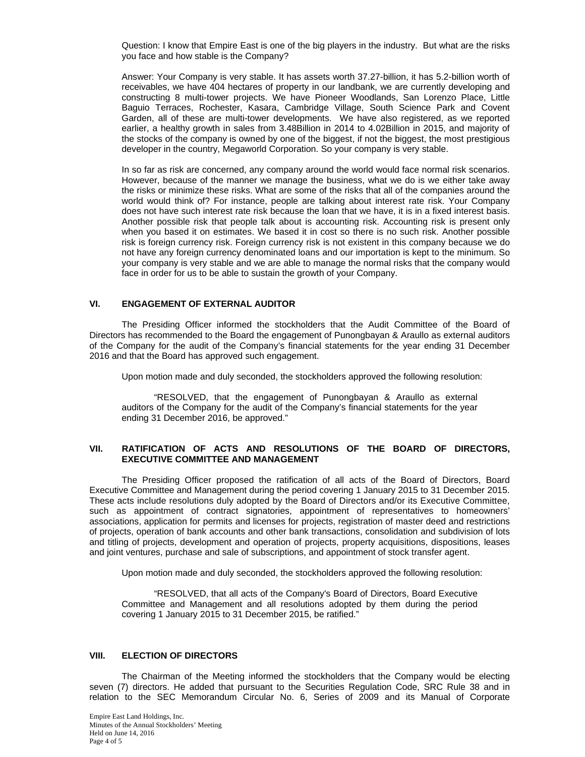Question: I know that Empire East is one of the big players in the industry. But what are the risks you face and how stable is the Company?

Answer: Your Company is very stable. It has assets worth 37.27-billion, it has 5.2-billion worth of receivables, we have 404 hectares of property in our landbank, we are currently developing and constructing 8 multi-tower projects. We have Pioneer Woodlands, San Lorenzo Place, Little Baguio Terraces, Rochester, Kasara, Cambridge Village, South Science Park and Covent Garden, all of these are multi-tower developments. We have also registered, as we reported earlier, a healthy growth in sales from 3.48Billion in 2014 to 4.02Billion in 2015, and majority of the stocks of the company is owned by one of the biggest, if not the biggest, the most prestigious developer in the country, Megaworld Corporation. So your company is very stable.

In so far as risk are concerned, any company around the world would face normal risk scenarios. However, because of the manner we manage the business, what we do is we either take away the risks or minimize these risks. What are some of the risks that all of the companies around the world would think of? For instance, people are talking about interest rate risk. Your Company does not have such interest rate risk because the loan that we have, it is in a fixed interest basis. Another possible risk that people talk about is accounting risk. Accounting risk is present only when you based it on estimates. We based it in cost so there is no such risk. Another possible risk is foreign currency risk. Foreign currency risk is not existent in this company because we do not have any foreign currency denominated loans and our importation is kept to the minimum. So your company is very stable and we are able to manage the normal risks that the company would face in order for us to be able to sustain the growth of your Company.

## VI. ENGAGEMENT OF EXTERNAL AUDITOR

The Presiding Officer informed the stockholders that the Audit Committee of the Board of Directors has recommended to the Board the engagement of Punongbayan & Araullo as external auditors of the Company for the audit of the Company's financial statements for the year ending 31 December 2016 and that the Board has approved such engagement.

Upon motion made and duly seconded, the stockholders approved the following resolution:

> "RESOLVED, that the engagement of Punongbayan & Araullo as external auditors of the Company for the audit of the Company's financial statements for the year ending 31 December 2016, be approved."

## VII. RATIFICATION OF ACTS AND RESOLUTIONS OF THE BOARD OF DIRECTORS, EXECUTIVE COMMITTEE AND MANAGEMENT

The Presiding Officer proposed the ratification of all acts of the Board of Directors, Board Executive Committee and Management during the period covering 1 January 2015 to 31 December 2015. These acts include resolutions duly adopted by the Board of Directors and/or its Executive Committee, such as appointment of contract signatories, appointment of representatives to homeowners' associations, application for permits and licenses for projects, registration of master deed and restrictions of projects, operation of bank accounts and other bank transactions, consolidation and subdivision of lots and titling of projects, development and operation of projects, property acquisitions, dispositions, leases and joint ventures, purchase and sale of subscriptions, and appointment of stock transfer agent.

Upon motion made and duly seconded, the stockholders approved the following resolution:

> "RESOLVED, that all acts of the Company's Board of Directors, Board Executive Committee and Management and all resolutions adopted by them during the period covering 1 January 2015 to 31 December 2015, be ratified."

## VIII. ELECTION OF DIRECTORS

The Chairman of the Meeting informed the stockholders that the Company would be electing seven (7) directors. He added that pursuant to the Securities Regulation Code, SRC Rule 38 and in relation to the SEC Memorandum Circular No. 6, Series of 2009 and its Manual of Corporate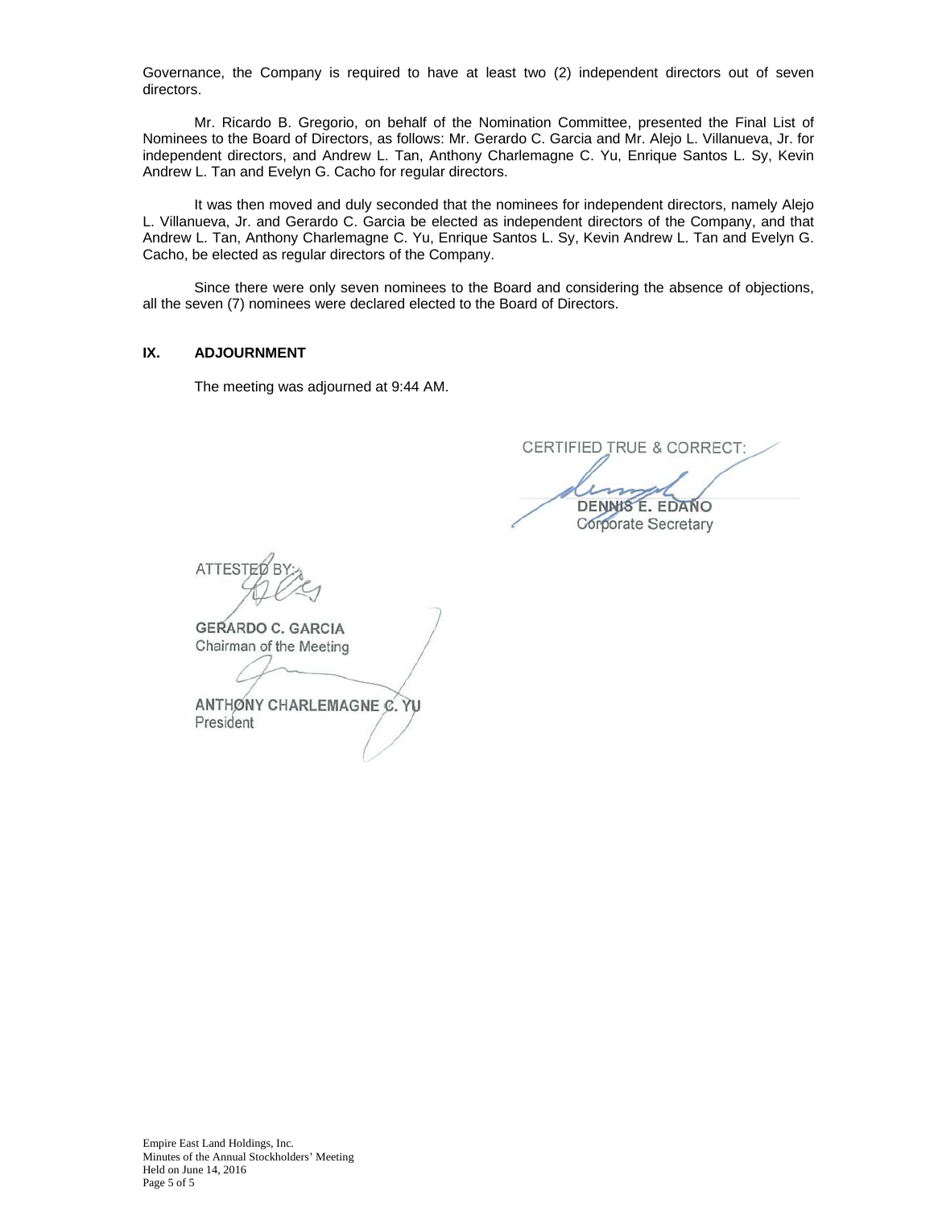Governance, the Company is required to have at least two (2) independent directors out of seven directors.

Mr. Ricardo B. Gregorio, on behalf of the Nomination Committee, presented the Final List of Nominees to the Board of Directors, as follows: Mr. Gerardo C. Garcia and Mr. Alejo L. Villanueva, Jr. for independent directors, and Andrew L. Tan, Anthony Charlemagne C. Yu, Enrique Santos L. Sy, Kevin Andrew L. Tan and Evelyn G. Cacho for regular directors.

It was then moved and duly seconded that the nominees for independent directors, namely Alejo L. Villanueva, Jr. and Gerardo C. Garcia be elected as independent directors of the Company, and that Andrew L. Tan, Anthony Charlemagne C. Yu, Enrique Santos L. Sy, Kevin Andrew L. Tan and Evelyn G. Cacho, be elected as regular directors of the Company.

Since there were only seven nominees to the Board and considering the absence of objections, all the seven (7) nominees were declared elected to the Board of Directors.

## IX. ADJOURNMENT

The meeting was adjourned at 9:44 AM.

CERTIFIED TRUE & CORRECT:

**DENNIS E. EDAÑO**
Corporate Secretary

ATTESTED BY:

**GERARDO C. GARCIA**
Chairman of the Meeting

**ANTHONY CHARLEMAGNE C. YU**
President

Empire East Land Holdings, Inc.
Minutes of the Annual Stockholders' Meeting
Held on June 14, 2016